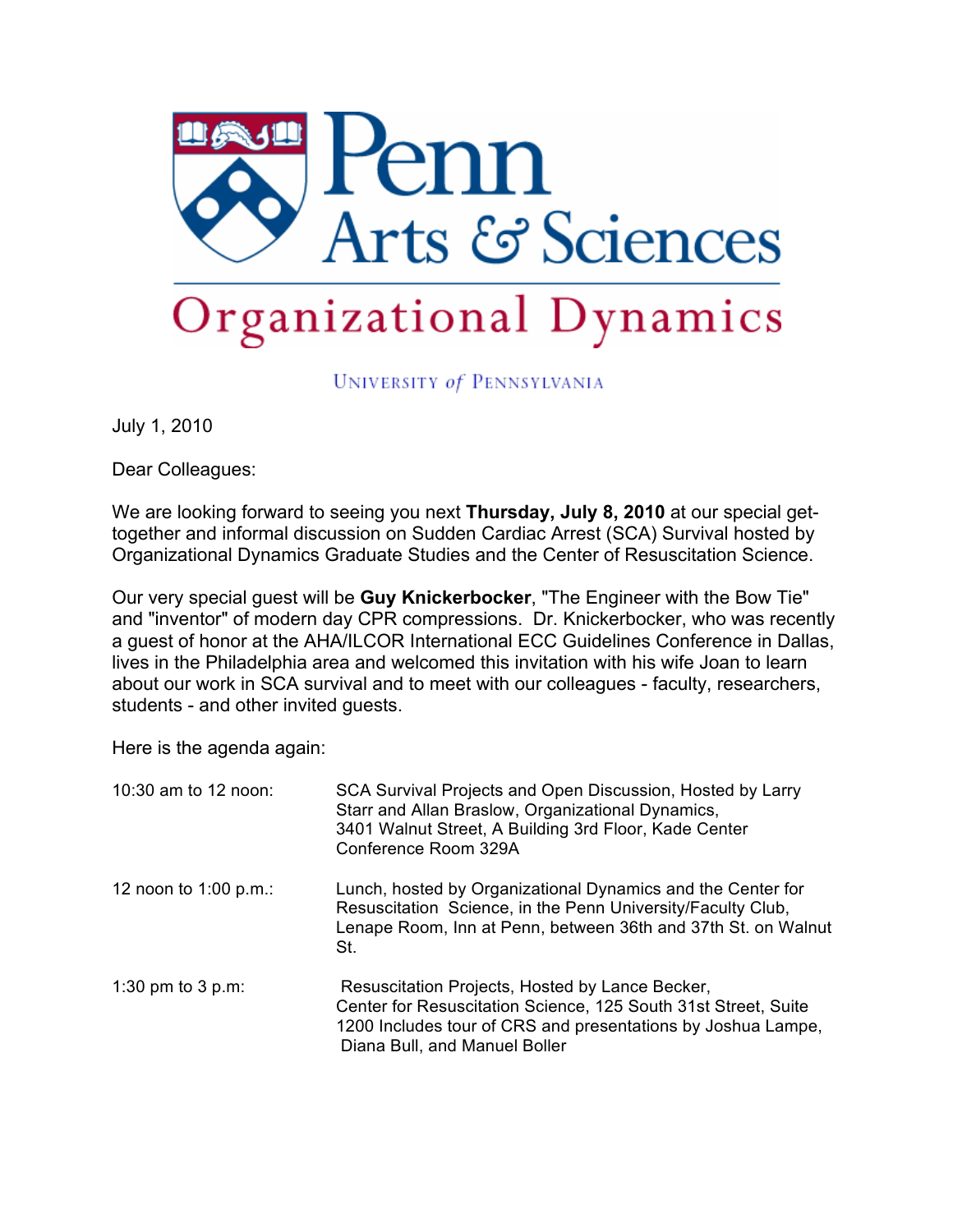# Penn Arts & Sciences

## Organizational Dynamics

University *of* Pennsylvania

July 1, 2010

Dear Colleagues:

We are looking forward to seeing you next **Thursday, July 8, 2010** at our special get-together and informal discussion on Sudden Cardiac Arrest (SCA) Survival hosted by Organizational Dynamics Graduate Studies and the Center of Resuscitation Science.

Our very special guest will be **Guy Knickerbocker**, "The Engineer with the Bow Tie" and "inventor" of modern day CPR compressions. Dr. Knickerbocker, who was recently a guest of honor at the AHA/ILCOR International ECC Guidelines Conference in Dallas, lives in the Philadelphia area and welcomed this invitation with his wife Joan to learn about our work in SCA survival and to meet with our colleagues - faculty, researchers, students - and other invited guests.

Here is the agenda again:

| | |
|---|---|
| 10:30 am to 12 noon: | SCA Survival Projects and Open Discussion, Hosted by Larry Starr and Allan Braslow, Organizational Dynamics, 3401 Walnut Street, A Building 3rd Floor, Kade Center Conference Room 329A |
| 12 noon to 1:00 p.m.: | Lunch, hosted by Organizational Dynamics and the Center for Resuscitation Science, in the Penn University/Faculty Club, Lenape Room, Inn at Penn, between 36th and 37th St. on Walnut St. |
| 1:30 pm to 3 p.m: | Resuscitation Projects, Hosted by Lance Becker, Center for Resuscitation Science, 125 South 31st Street, Suite 1200 Includes tour of CRS and presentations by Joshua Lampe, Diana Bull, and Manuel Boller |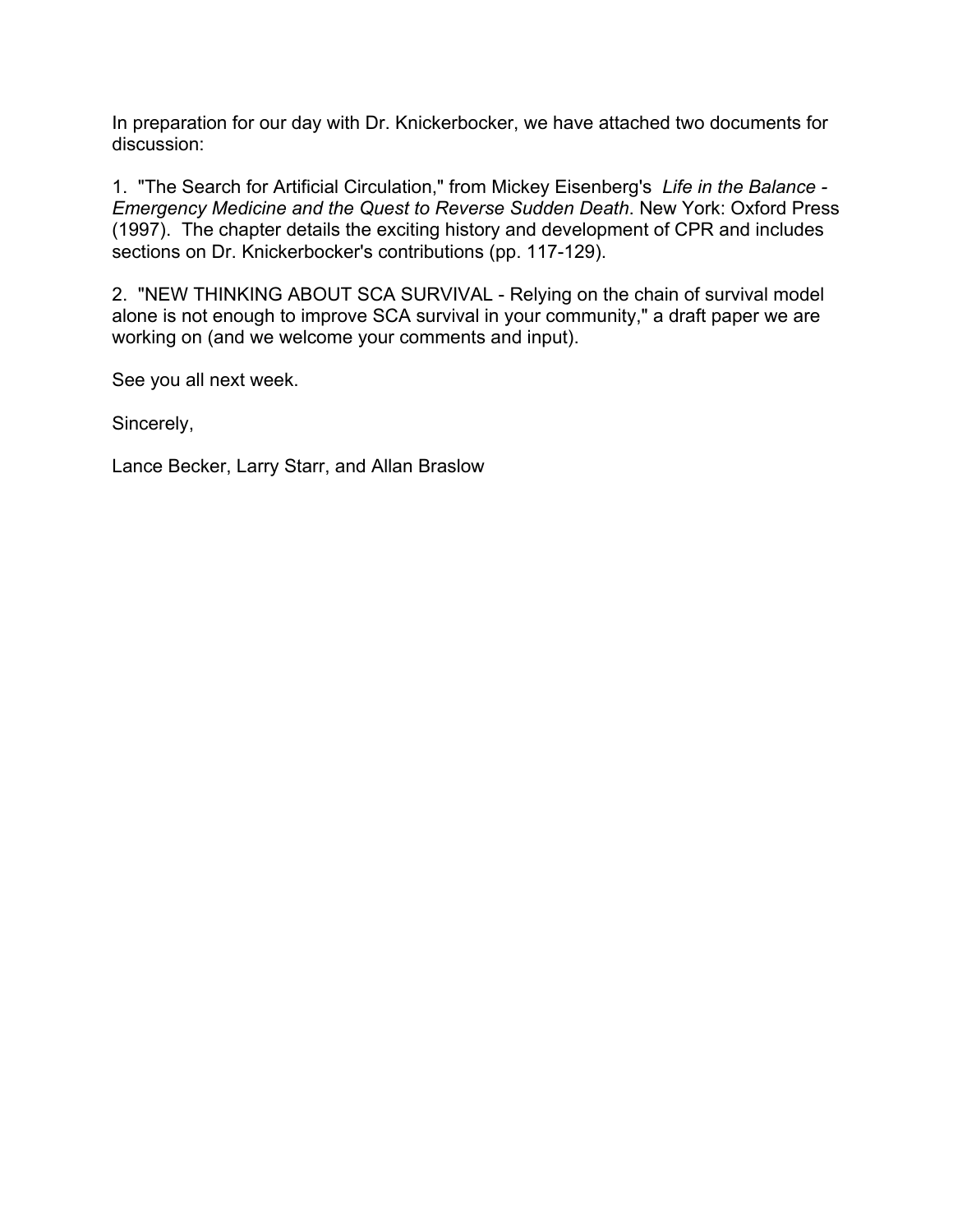In preparation for our day with Dr. Knickerbocker, we have attached two documents for discussion:

1. "The Search for Artificial Circulation," from Mickey Eisenberg's *Life in the Balance - Emergency Medicine and the Quest to Reverse Sudden Death*. New York: Oxford Press (1997). The chapter details the exciting history and development of CPR and includes sections on Dr. Knickerbocker's contributions (pp. 117-129).

2. "NEW THINKING ABOUT SCA SURVIVAL - Relying on the chain of survival model alone is not enough to improve SCA survival in your community," a draft paper we are working on (and we welcome your comments and input).

See you all next week.

Sincerely,

Lance Becker, Larry Starr, and Allan Braslow